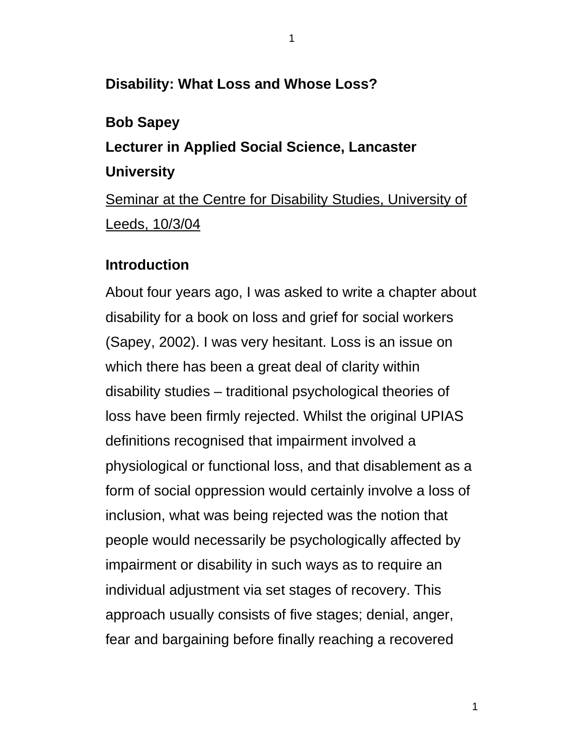# Disability: What Loss and Whose Loss?

**Bob Sapey**

**Lecturer in Applied Social Science, Lancaster University**

Seminar at the Centre for Disability Studies, University of Leeds, 10/3/04

## Introduction

About four years ago, I was asked to write a chapter about disability for a book on loss and grief for social workers (Sapey, 2002). I was very hesitant. Loss is an issue on which there has been a great deal of clarity within disability studies – traditional psychological theories of loss have been firmly rejected. Whilst the original UPIAS definitions recognised that impairment involved a physiological or functional loss, and that disablement as a form of social oppression would certainly involve a loss of inclusion, what was being rejected was the notion that people would necessarily be psychologically affected by impairment or disability in such ways as to require an individual adjustment via set stages of recovery. This approach usually consists of five stages; denial, anger, fear and bargaining before finally reaching a recovered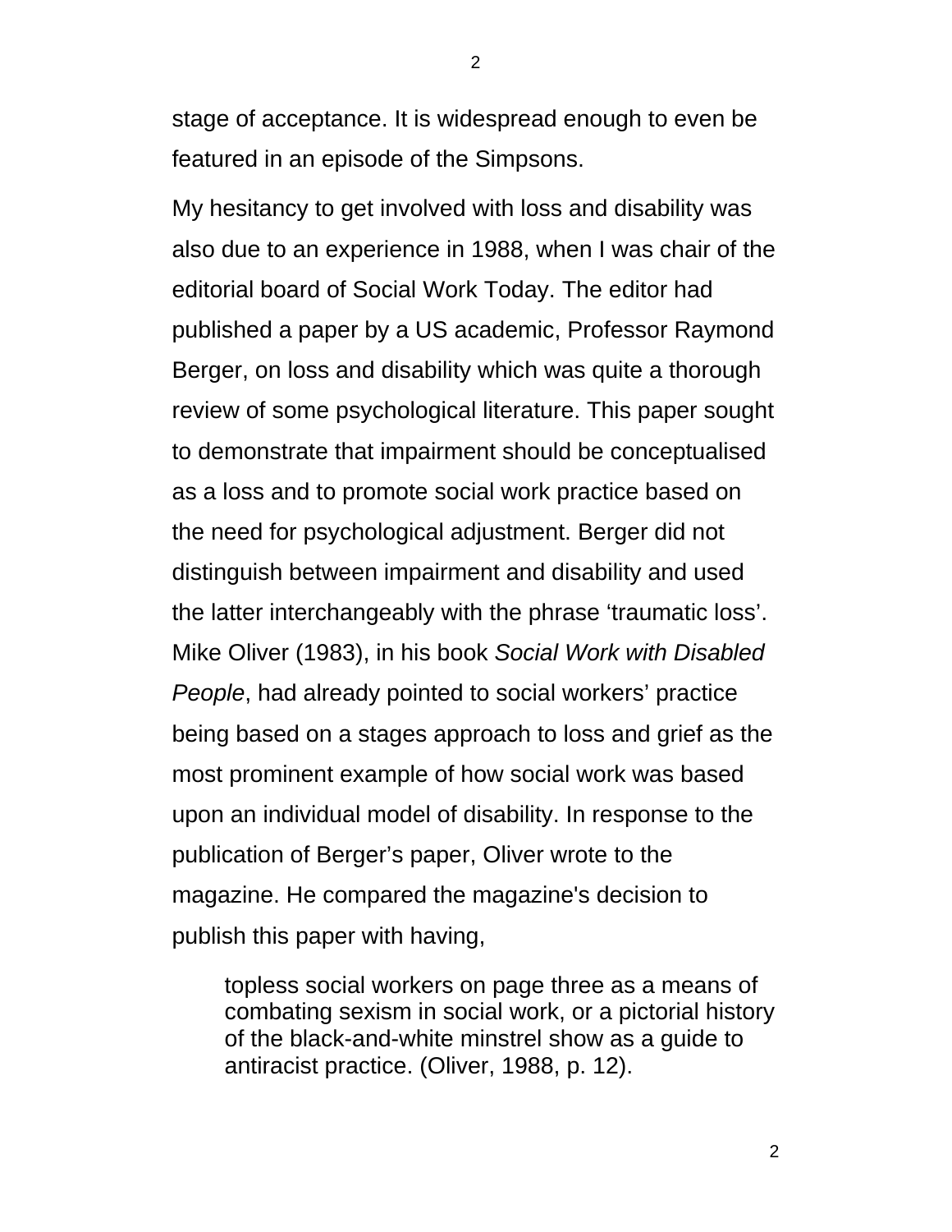stage of acceptance. It is widespread enough to even be featured in an episode of the Simpsons.

My hesitancy to get involved with loss and disability was also due to an experience in 1988, when I was chair of the editorial board of Social Work Today. The editor had published a paper by a US academic, Professor Raymond Berger, on loss and disability which was quite a thorough review of some psychological literature. This paper sought to demonstrate that impairment should be conceptualised as a loss and to promote social work practice based on the need for psychological adjustment. Berger did not distinguish between impairment and disability and used the latter interchangeably with the phrase 'traumatic loss'. Mike Oliver (1983), in his book *Social Work with Disabled People*, had already pointed to social workers' practice being based on a stages approach to loss and grief as the most prominent example of how social work was based upon an individual model of disability. In response to the publication of Berger's paper, Oliver wrote to the magazine. He compared the magazine's decision to publish this paper with having,

> topless social workers on page three as a means of combating sexism in social work, or a pictorial history of the black-and-white minstrel show as a guide to antiracist practice. (Oliver, 1988, p. 12).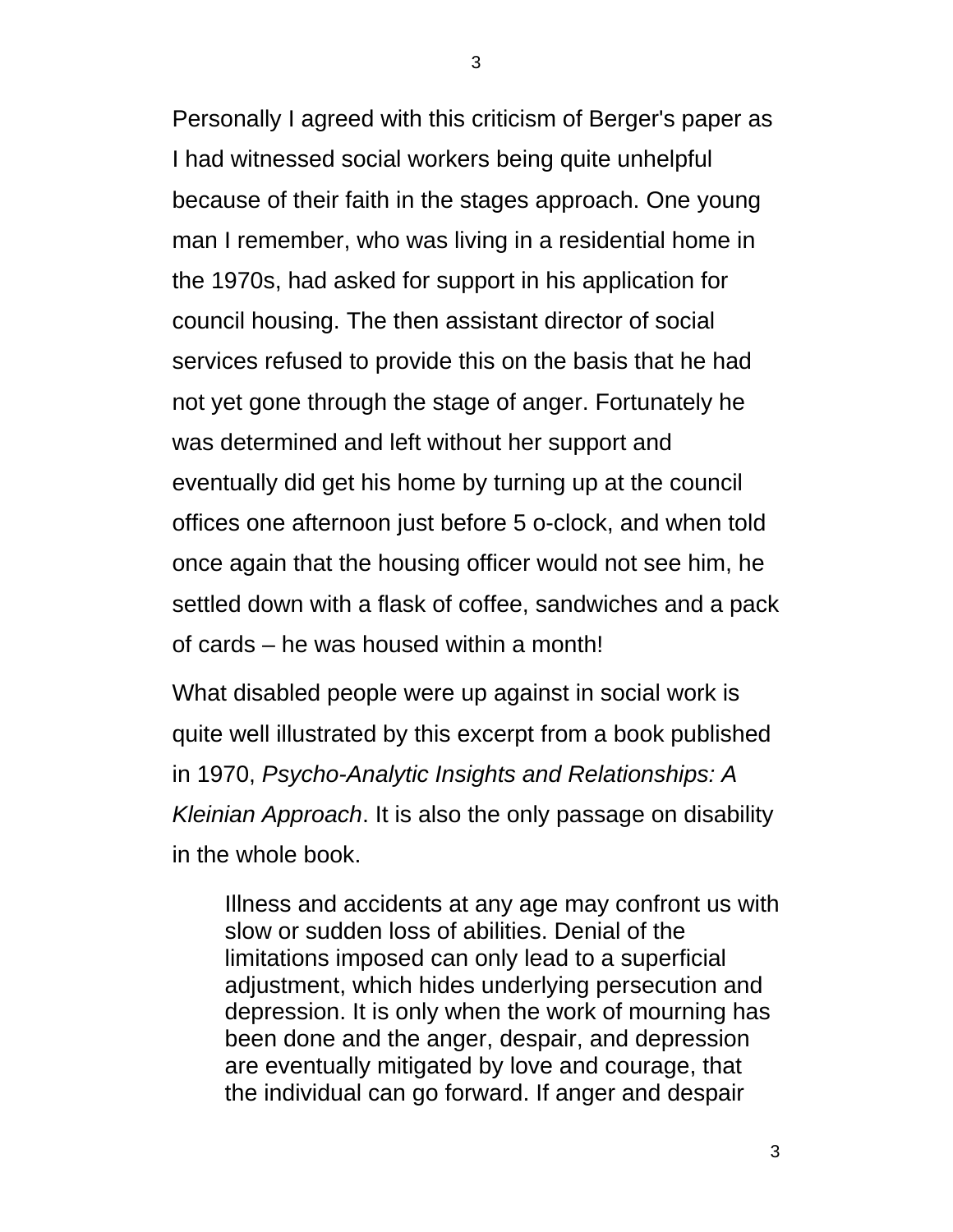Personally I agreed with this criticism of Berger's paper as I had witnessed social workers being quite unhelpful because of their faith in the stages approach. One young man I remember, who was living in a residential home in the 1970s, had asked for support in his application for council housing. The then assistant director of social services refused to provide this on the basis that he had not yet gone through the stage of anger. Fortunately he was determined and left without her support and eventually did get his home by turning up at the council offices one afternoon just before 5 o-clock, and when told once again that the housing officer would not see him, he settled down with a flask of coffee, sandwiches and a pack of cards – he was housed within a month!

What disabled people were up against in social work is quite well illustrated by this excerpt from a book published in 1970, *Psycho-Analytic Insights and Relationships: A Kleinian Approach*. It is also the only passage on disability in the whole book.

> Illness and accidents at any age may confront us with slow or sudden loss of abilities. Denial of the limitations imposed can only lead to a superficial adjustment, which hides underlying persecution and depression. It is only when the work of mourning has been done and the anger, despair, and depression are eventually mitigated by love and courage, that the individual can go forward. If anger and despair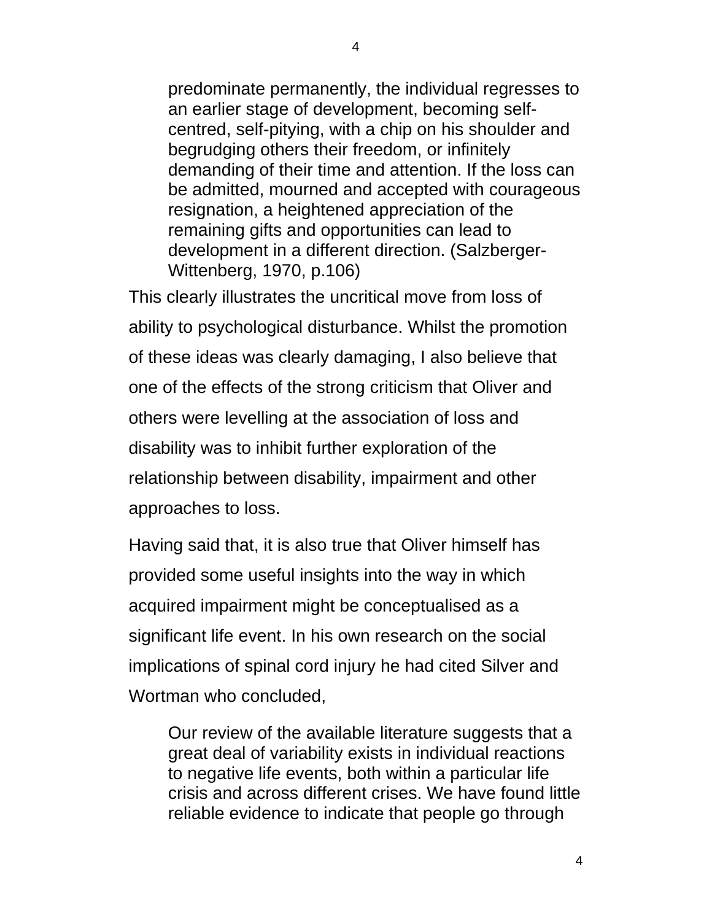> predominate permanently, the individual regresses to an earlier stage of development, becoming self-centred, self-pitying, with a chip on his shoulder and begrudging others their freedom, or infinitely demanding of their time and attention. If the loss can be admitted, mourned and accepted with courageous resignation, a heightened appreciation of the remaining gifts and opportunities can lead to development in a different direction. (Salzberger-Wittenberg, 1970, p.106)

This clearly illustrates the uncritical move from loss of ability to psychological disturbance. Whilst the promotion of these ideas was clearly damaging, I also believe that one of the effects of the strong criticism that Oliver and others were levelling at the association of loss and disability was to inhibit further exploration of the relationship between disability, impairment and other approaches to loss.

Having said that, it is also true that Oliver himself has provided some useful insights into the way in which acquired impairment might be conceptualised as a significant life event. In his own research on the social implications of spinal cord injury he had cited Silver and Wortman who concluded,

> Our review of the available literature suggests that a great deal of variability exists in individual reactions to negative life events, both within a particular life crisis and across different crises. We have found little reliable evidence to indicate that people go through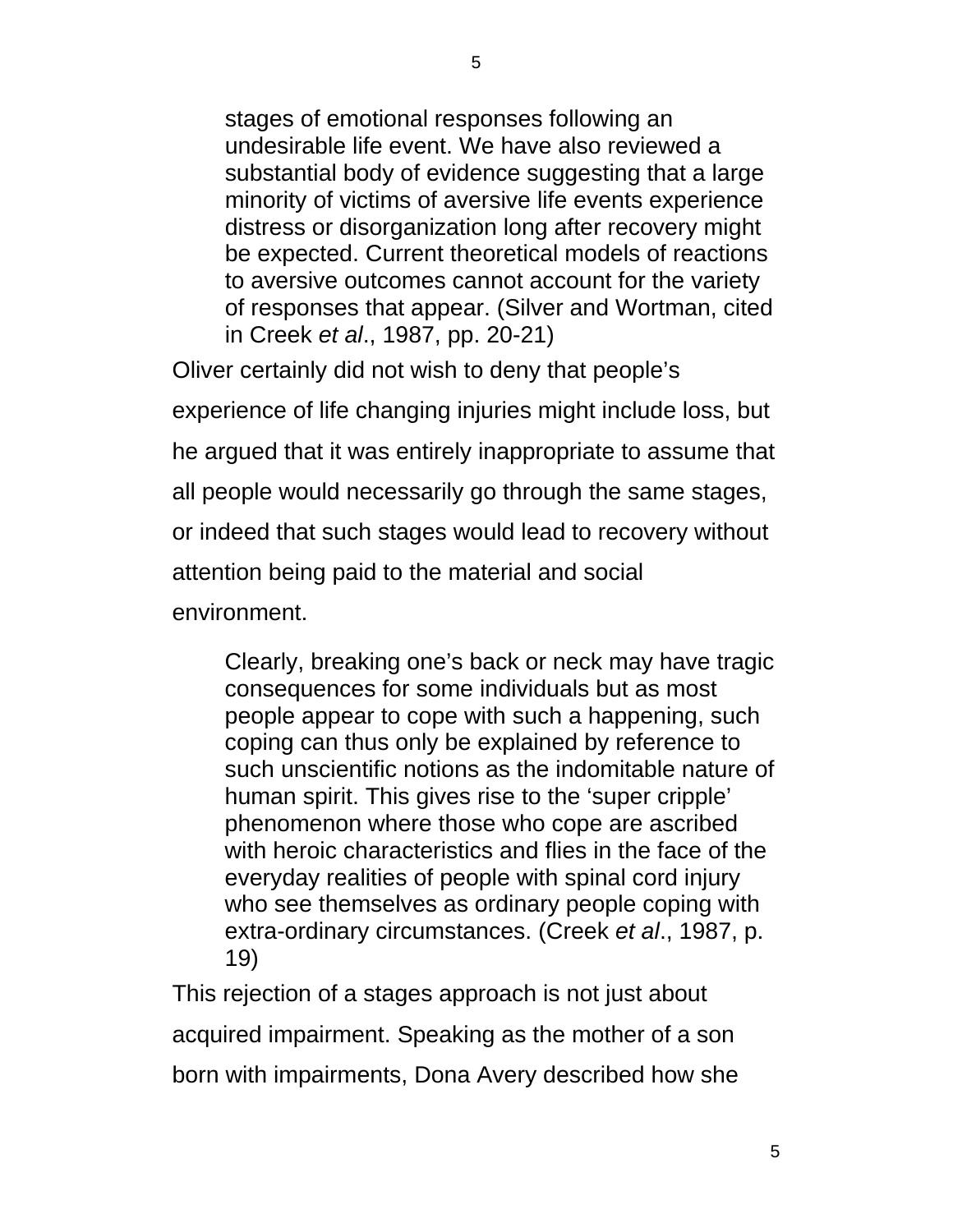> stages of emotional responses following an undesirable life event. We have also reviewed a substantial body of evidence suggesting that a large minority of victims of aversive life events experience distress or disorganization long after recovery might be expected. Current theoretical models of reactions to aversive outcomes cannot account for the variety of responses that appear. (Silver and Wortman, cited in Creek *et al*., 1987, pp. 20-21)

Oliver certainly did not wish to deny that people's experience of life changing injuries might include loss, but he argued that it was entirely inappropriate to assume that all people would necessarily go through the same stages, or indeed that such stages would lead to recovery without attention being paid to the material and social environment.

> Clearly, breaking one's back or neck may have tragic consequences for some individuals but as most people appear to cope with such a happening, such coping can thus only be explained by reference to such unscientific notions as the indomitable nature of human spirit. This gives rise to the 'super cripple' phenomenon where those who cope are ascribed with heroic characteristics and flies in the face of the everyday realities of people with spinal cord injury who see themselves as ordinary people coping with extra-ordinary circumstances. (Creek *et al*., 1987, p. 19)

This rejection of a stages approach is not just about acquired impairment. Speaking as the mother of a son born with impairments, Dona Avery described how she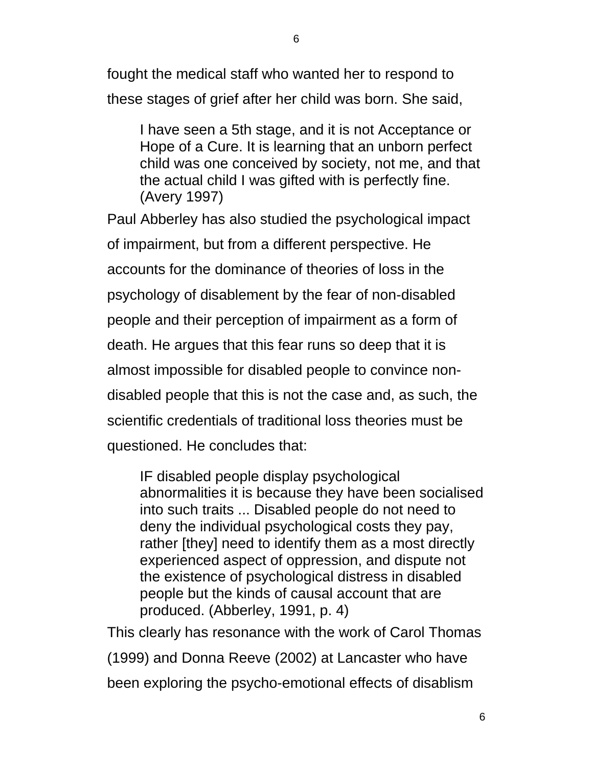fought the medical staff who wanted her to respond to these stages of grief after her child was born. She said,

> I have seen a 5th stage, and it is not Acceptance or Hope of a Cure. It is learning that an unborn perfect child was one conceived by society, not me, and that the actual child I was gifted with is perfectly fine. (Avery 1997)

Paul Abberley has also studied the psychological impact of impairment, but from a different perspective. He accounts for the dominance of theories of loss in the psychology of disablement by the fear of non-disabled people and their perception of impairment as a form of death. He argues that this fear runs so deep that it is almost impossible for disabled people to convince non-disabled people that this is not the case and, as such, the scientific credentials of traditional loss theories must be questioned. He concludes that:

> IF disabled people display psychological abnormalities it is because they have been socialised into such traits ... Disabled people do not need to deny the individual psychological costs they pay, rather [they] need to identify them as a most directly experienced aspect of oppression, and dispute not the existence of psychological distress in disabled people but the kinds of causal account that are produced. (Abberley, 1991, p. 4)

This clearly has resonance with the work of Carol Thomas (1999) and Donna Reeve (2002) at Lancaster who have been exploring the psycho-emotional effects of disablism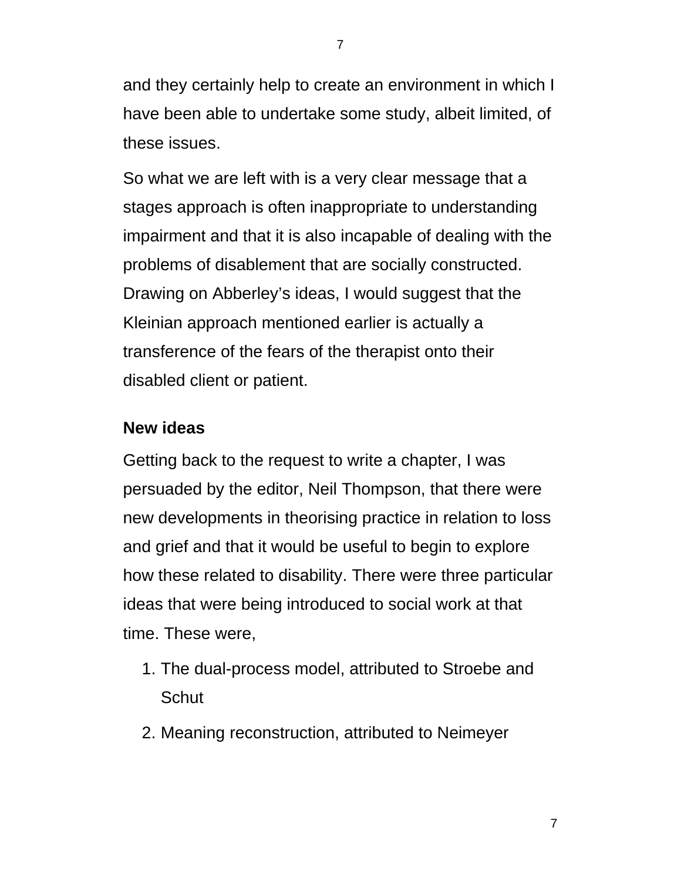and they certainly help to create an environment in which I have been able to undertake some study, albeit limited, of these issues.

So what we are left with is a very clear message that a stages approach is often inappropriate to understanding impairment and that it is also incapable of dealing with the problems of disablement that are socially constructed. Drawing on Abberley's ideas, I would suggest that the Kleinian approach mentioned earlier is actually a transference of the fears of the therapist onto their disabled client or patient.

## New ideas

Getting back to the request to write a chapter, I was persuaded by the editor, Neil Thompson, that there were new developments in theorising practice in relation to loss and grief and that it would be useful to begin to explore how these related to disability. There were three particular ideas that were being introduced to social work at that time. These were,

1. The dual-process model, attributed to Stroebe and Schut
2. Meaning reconstruction, attributed to Neimeyer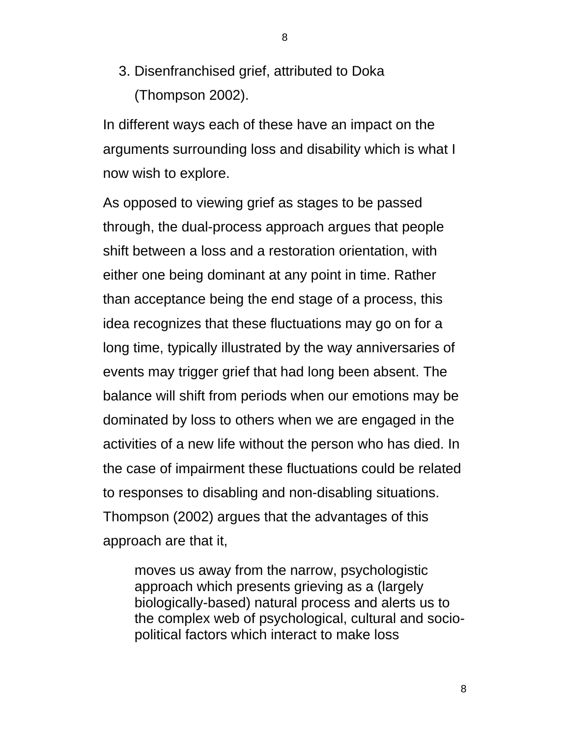3. Disenfranchised grief, attributed to Doka (Thompson 2002).

In different ways each of these have an impact on the arguments surrounding loss and disability which is what I now wish to explore.

As opposed to viewing grief as stages to be passed through, the dual-process approach argues that people shift between a loss and a restoration orientation, with either one being dominant at any point in time. Rather than acceptance being the end stage of a process, this idea recognizes that these fluctuations may go on for a long time, typically illustrated by the way anniversaries of events may trigger grief that had long been absent. The balance will shift from periods when our emotions may be dominated by loss to others when we are engaged in the activities of a new life without the person who has died. In the case of impairment these fluctuations could be related to responses to disabling and non-disabling situations. Thompson (2002) argues that the advantages of this approach are that it,

> moves us away from the narrow, psychologistic approach which presents grieving as a (largely biologically-based) natural process and alerts us to the complex web of psychological, cultural and socio-political factors which interact to make loss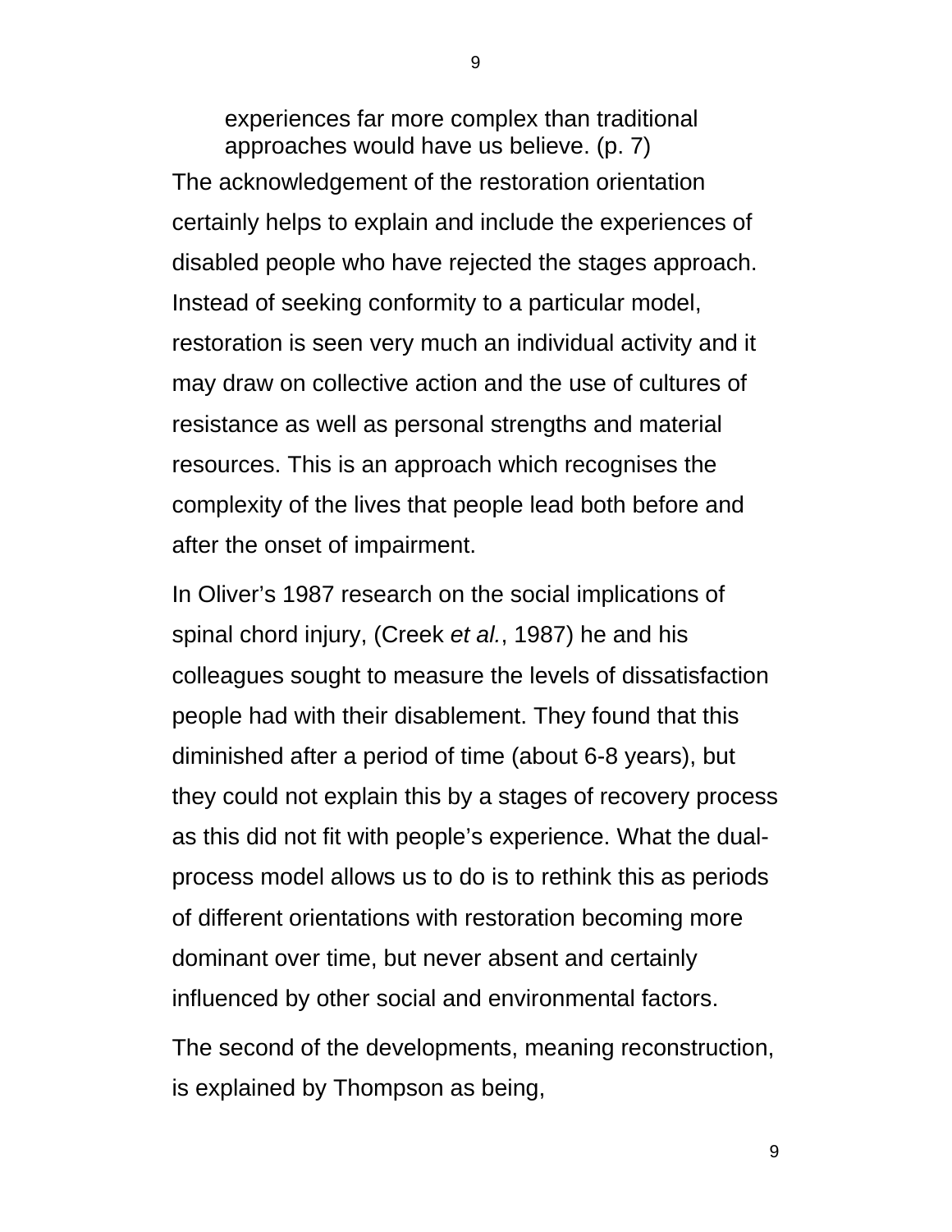> experiences far more complex than traditional approaches would have us believe. (p. 7)

The acknowledgement of the restoration orientation certainly helps to explain and include the experiences of disabled people who have rejected the stages approach. Instead of seeking conformity to a particular model, restoration is seen very much an individual activity and it may draw on collective action and the use of cultures of resistance as well as personal strengths and material resources. This is an approach which recognises the complexity of the lives that people lead both before and after the onset of impairment.

In Oliver's 1987 research on the social implications of spinal chord injury, (Creek *et al.*, 1987) he and his colleagues sought to measure the levels of dissatisfaction people had with their disablement. They found that this diminished after a period of time (about 6-8 years), but they could not explain this by a stages of recovery process as this did not fit with people's experience. What the dual-process model allows us to do is to rethink this as periods of different orientations with restoration becoming more dominant over time, but never absent and certainly influenced by other social and environmental factors.

The second of the developments, meaning reconstruction, is explained by Thompson as being,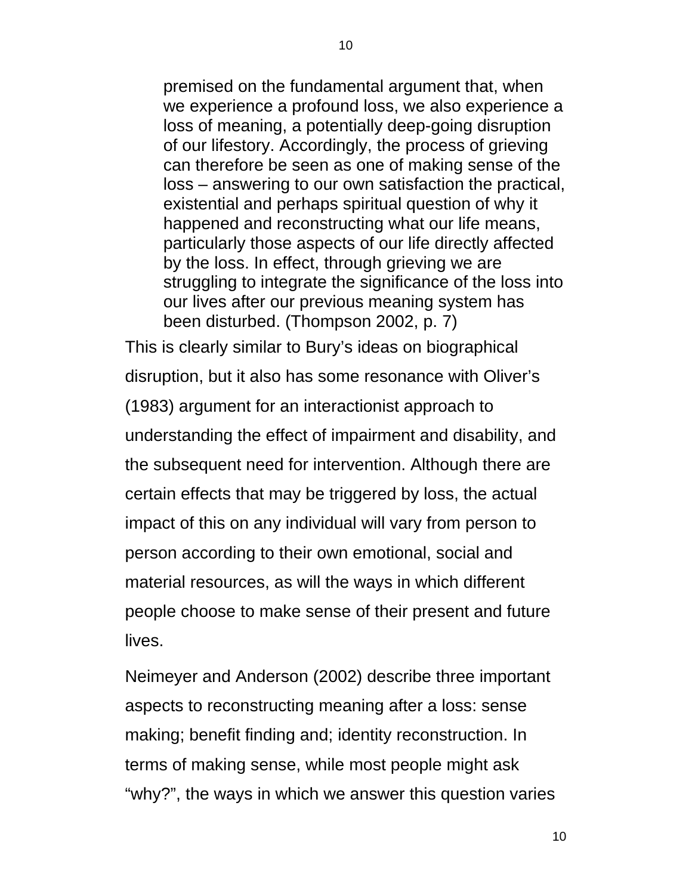> premised on the fundamental argument that, when we experience a profound loss, we also experience a loss of meaning, a potentially deep-going disruption of our lifestory. Accordingly, the process of grieving can therefore be seen as one of making sense of the loss – answering to our own satisfaction the practical, existential and perhaps spiritual question of why it happened and reconstructing what our life means, particularly those aspects of our life directly affected by the loss. In effect, through grieving we are struggling to integrate the significance of the loss into our lives after our previous meaning system has been disturbed. (Thompson 2002, p. 7)

This is clearly similar to Bury's ideas on biographical disruption, but it also has some resonance with Oliver's (1983) argument for an interactionist approach to understanding the effect of impairment and disability, and the subsequent need for intervention. Although there are certain effects that may be triggered by loss, the actual impact of this on any individual will vary from person to person according to their own emotional, social and material resources, as will the ways in which different people choose to make sense of their present and future lives.

Neimeyer and Anderson (2002) describe three important aspects to reconstructing meaning after a loss: sense making; benefit finding and; identity reconstruction. In terms of making sense, while most people might ask "why?", the ways in which we answer this question varies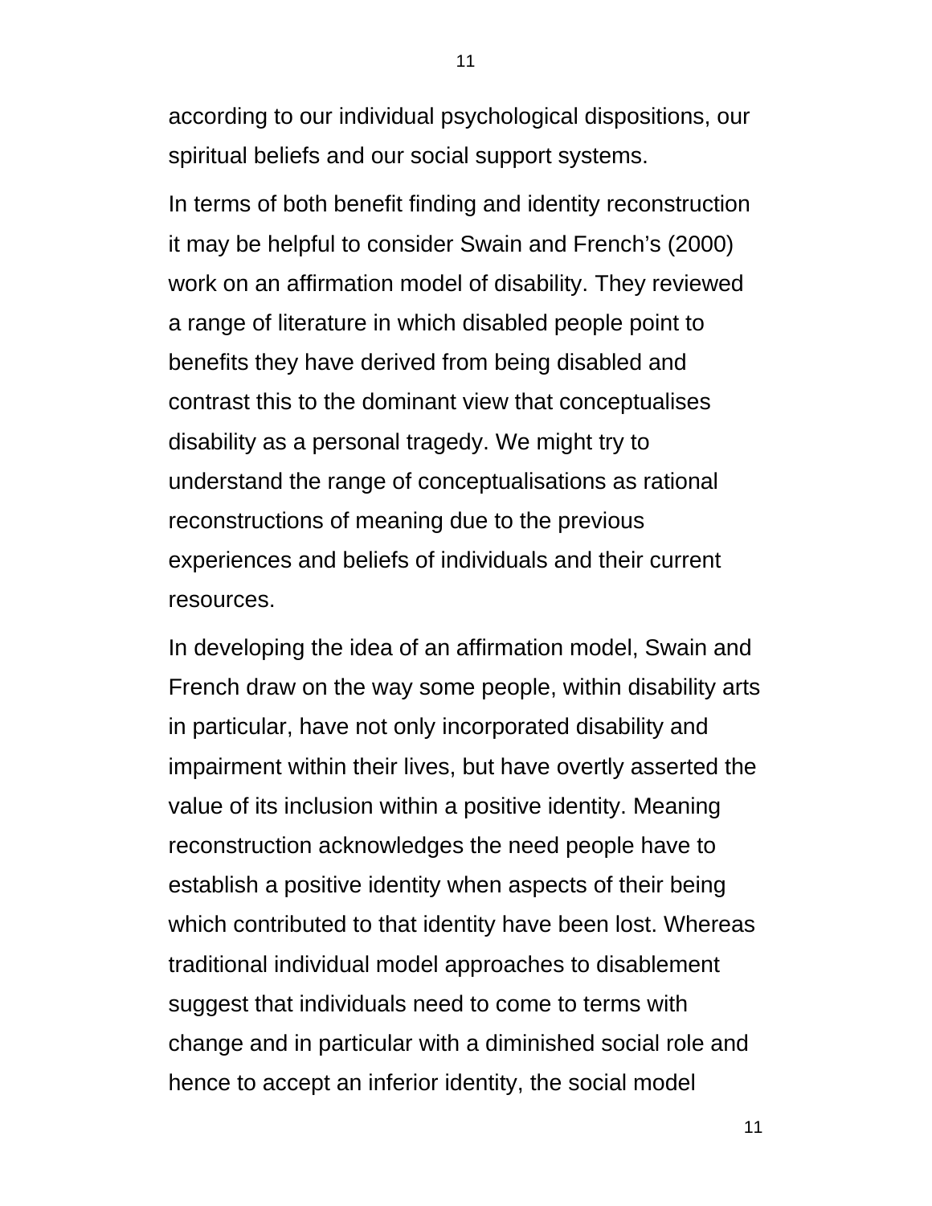according to our individual psychological dispositions, our spiritual beliefs and our social support systems.

In terms of both benefit finding and identity reconstruction it may be helpful to consider Swain and French's (2000) work on an affirmation model of disability. They reviewed a range of literature in which disabled people point to benefits they have derived from being disabled and contrast this to the dominant view that conceptualises disability as a personal tragedy. We might try to understand the range of conceptualisations as rational reconstructions of meaning due to the previous experiences and beliefs of individuals and their current resources.

In developing the idea of an affirmation model, Swain and French draw on the way some people, within disability arts in particular, have not only incorporated disability and impairment within their lives, but have overtly asserted the value of its inclusion within a positive identity. Meaning reconstruction acknowledges the need people have to establish a positive identity when aspects of their being which contributed to that identity have been lost. Whereas traditional individual model approaches to disablement suggest that individuals need to come to terms with change and in particular with a diminished social role and hence to accept an inferior identity, the social model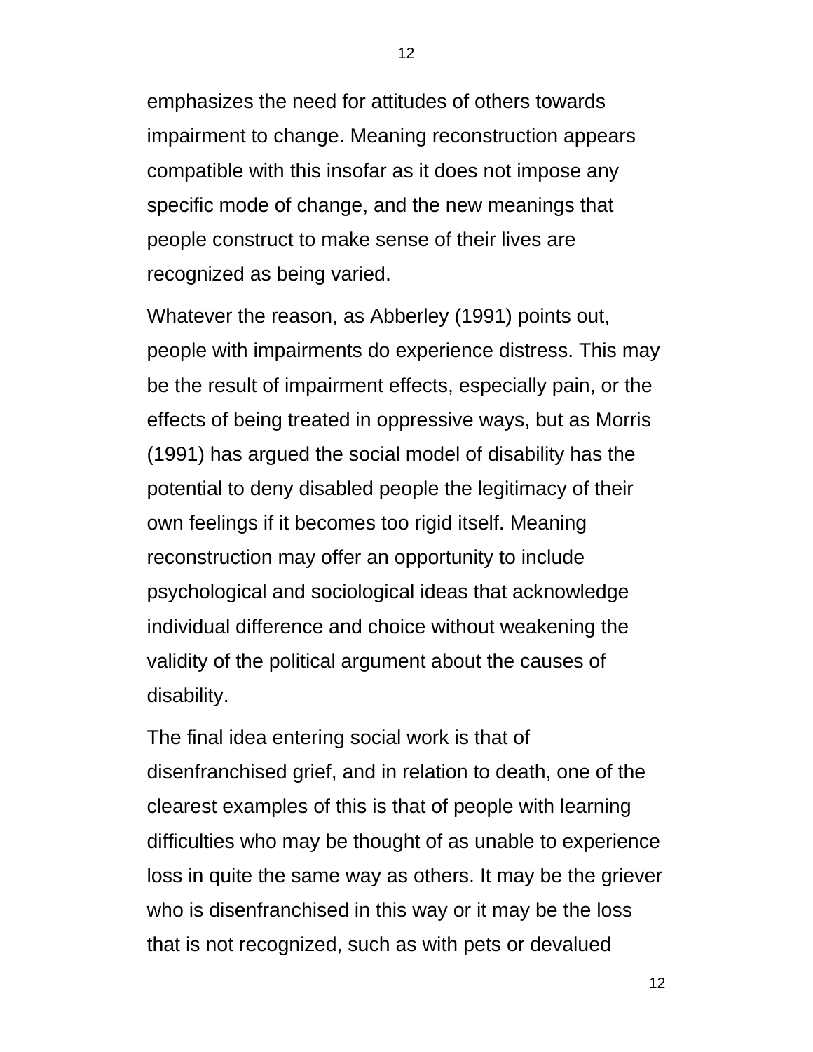emphasizes the need for attitudes of others towards impairment to change. Meaning reconstruction appears compatible with this insofar as it does not impose any specific mode of change, and the new meanings that people construct to make sense of their lives are recognized as being varied.

Whatever the reason, as Abberley (1991) points out, people with impairments do experience distress. This may be the result of impairment effects, especially pain, or the effects of being treated in oppressive ways, but as Morris (1991) has argued the social model of disability has the potential to deny disabled people the legitimacy of their own feelings if it becomes too rigid itself. Meaning reconstruction may offer an opportunity to include psychological and sociological ideas that acknowledge individual difference and choice without weakening the validity of the political argument about the causes of disability.

The final idea entering social work is that of disenfranchised grief, and in relation to death, one of the clearest examples of this is that of people with learning difficulties who may be thought of as unable to experience loss in quite the same way as others. It may be the griever who is disenfranchised in this way or it may be the loss that is not recognized, such as with pets or devalued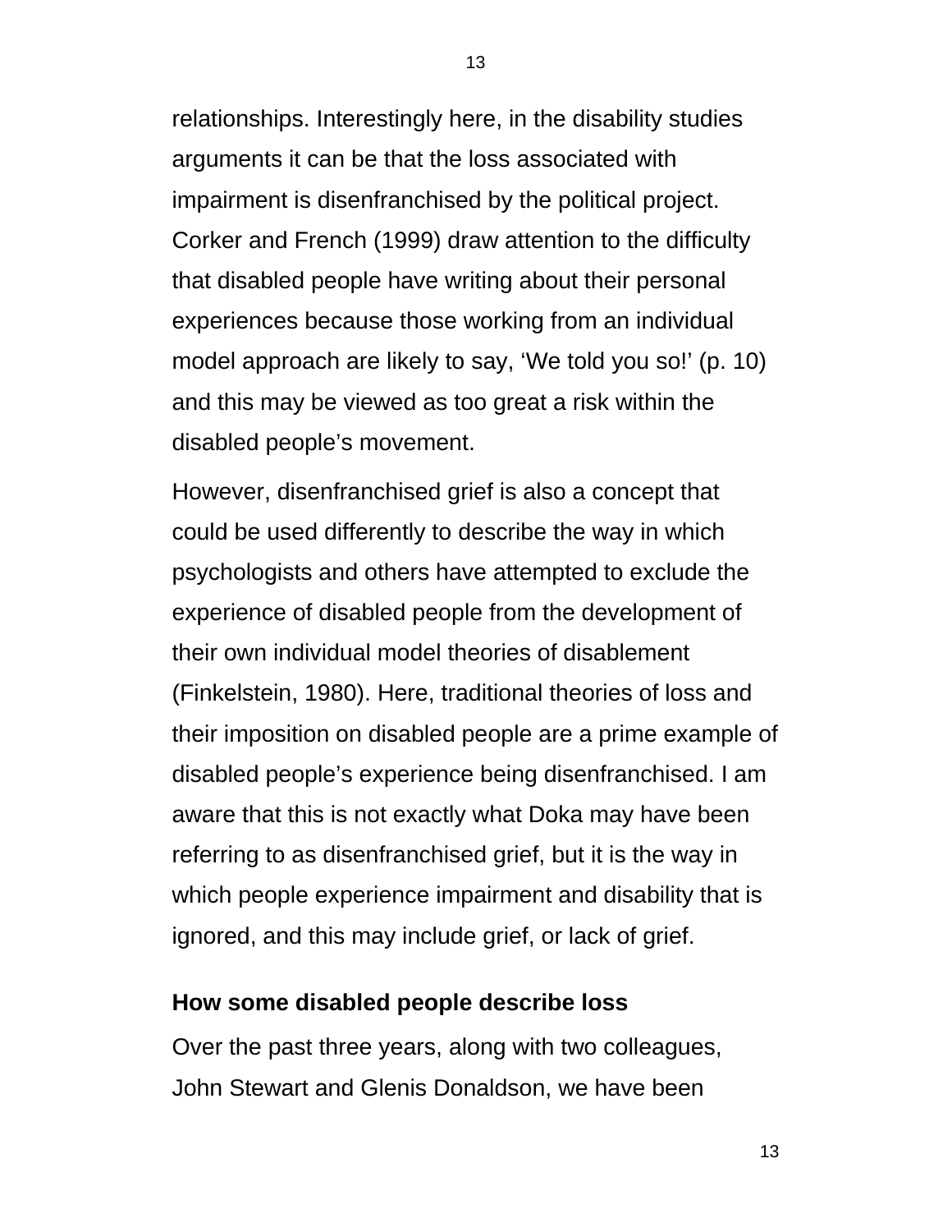relationships. Interestingly here, in the disability studies arguments it can be that the loss associated with impairment is disenfranchised by the political project. Corker and French (1999) draw attention to the difficulty that disabled people have writing about their personal experiences because those working from an individual model approach are likely to say, 'We told you so!' (p. 10) and this may be viewed as too great a risk within the disabled people's movement.

However, disenfranchised grief is also a concept that could be used differently to describe the way in which psychologists and others have attempted to exclude the experience of disabled people from the development of their own individual model theories of disablement (Finkelstein, 1980). Here, traditional theories of loss and their imposition on disabled people are a prime example of disabled people's experience being disenfranchised. I am aware that this is not exactly what Doka may have been referring to as disenfranchised grief, but it is the way in which people experience impairment and disability that is ignored, and this may include grief, or lack of grief.

**How some disabled people describe loss**

Over the past three years, along with two colleagues, John Stewart and Glenis Donaldson, we have been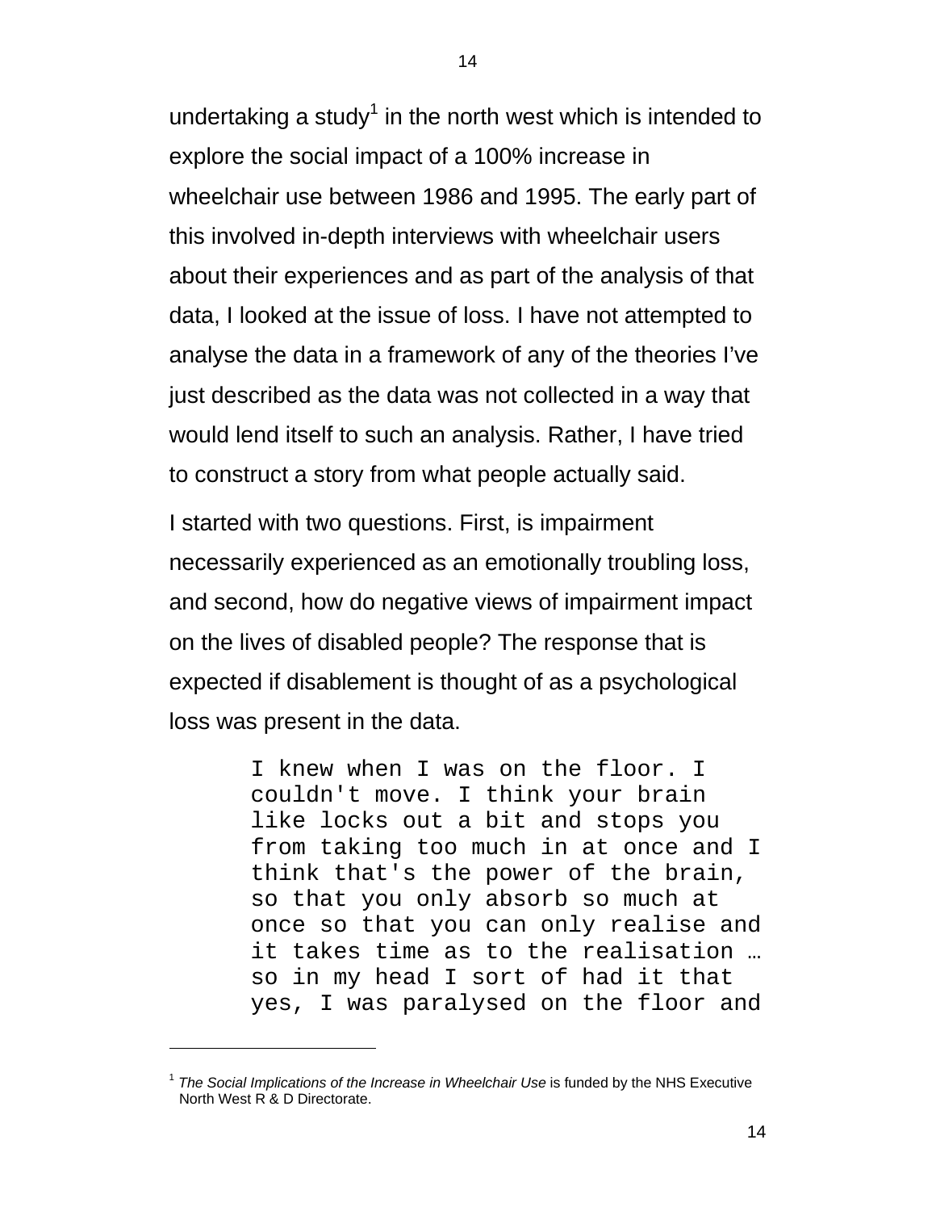undertaking a study[1] in the north west which is intended to explore the social impact of a 100% increase in wheelchair use between 1986 and 1995. The early part of this involved in-depth interviews with wheelchair users about their experiences and as part of the analysis of that data, I looked at the issue of loss. I have not attempted to analyse the data in a framework of any of the theories I've just described as the data was not collected in a way that would lend itself to such an analysis. Rather, I have tried to construct a story from what people actually said.

I started with two questions. First, is impairment necessarily experienced as an emotionally troubling loss, and second, how do negative views of impairment impact on the lives of disabled people? The response that is expected if disablement is thought of as a psychological loss was present in the data.

> I knew when I was on the floor. I couldn't move. I think your brain like locks out a bit and stops you from taking too much in at once and I think that's the power of the brain, so that you only absorb so much at once so that you can only realise and it takes time as to the realisation … so in my head I sort of had it that yes, I was paralysed on the floor and

---

[1] *The Social Implications of the Increase in Wheelchair Use* is funded by the NHS Executive North West R & D Directorate.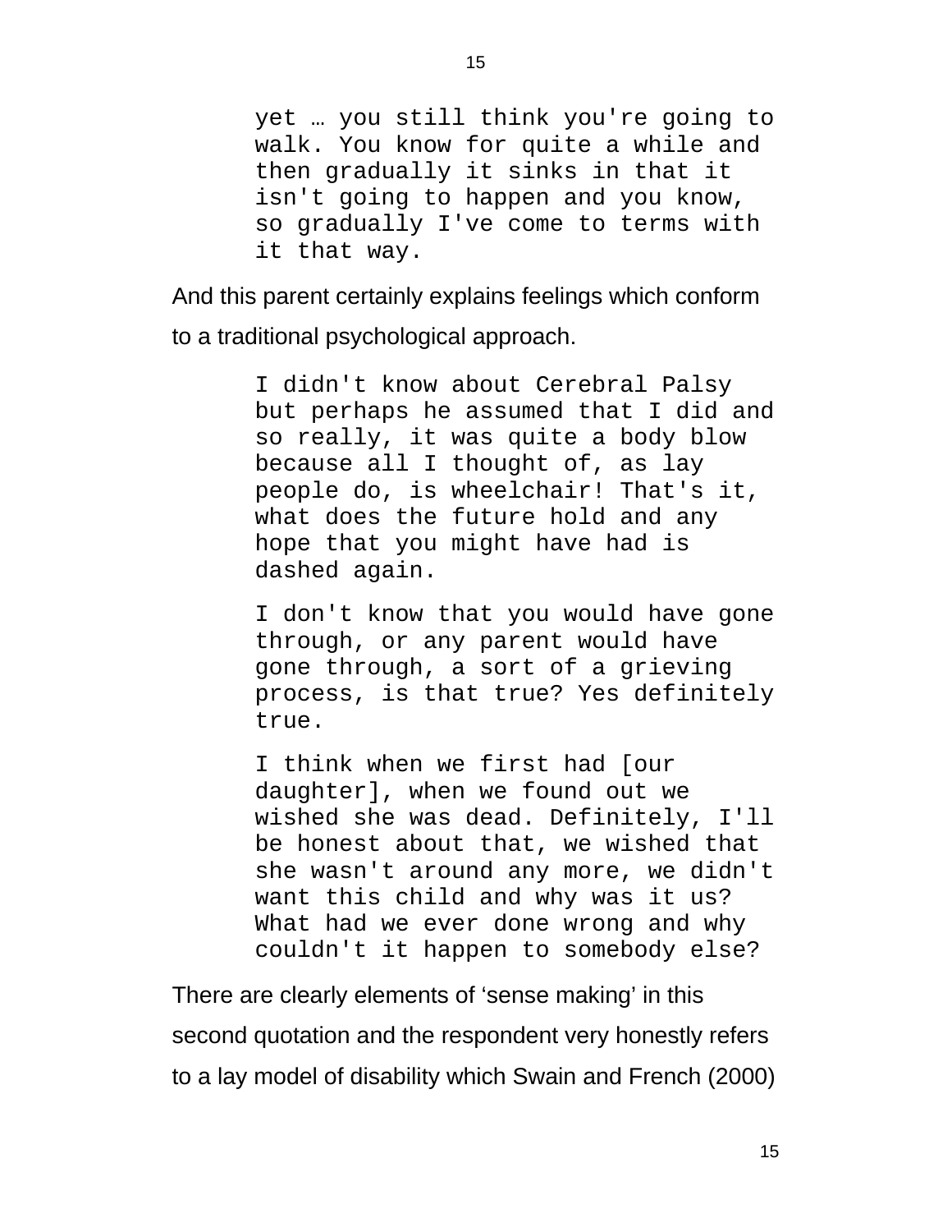> yet … you still think you're going to walk. You know for quite a while and then gradually it sinks in that it isn't going to happen and you know, so gradually I've come to terms with it that way.

And this parent certainly explains feelings which conform to a traditional psychological approach.

> I didn't know about Cerebral Palsy but perhaps he assumed that I did and so really, it was quite a body blow because all I thought of, as lay people do, is wheelchair! That's it, what does the future hold and any hope that you might have had is dashed again.
>
> I don't know that you would have gone through, or any parent would have gone through, a sort of a grieving process, is that true? Yes definitely true.
>
> I think when we first had [our daughter], when we found out we wished she was dead. Definitely, I'll be honest about that, we wished that she wasn't around any more, we didn't want this child and why was it us? What had we ever done wrong and why couldn't it happen to somebody else?

There are clearly elements of 'sense making' in this second quotation and the respondent very honestly refers to a lay model of disability which Swain and French (2000)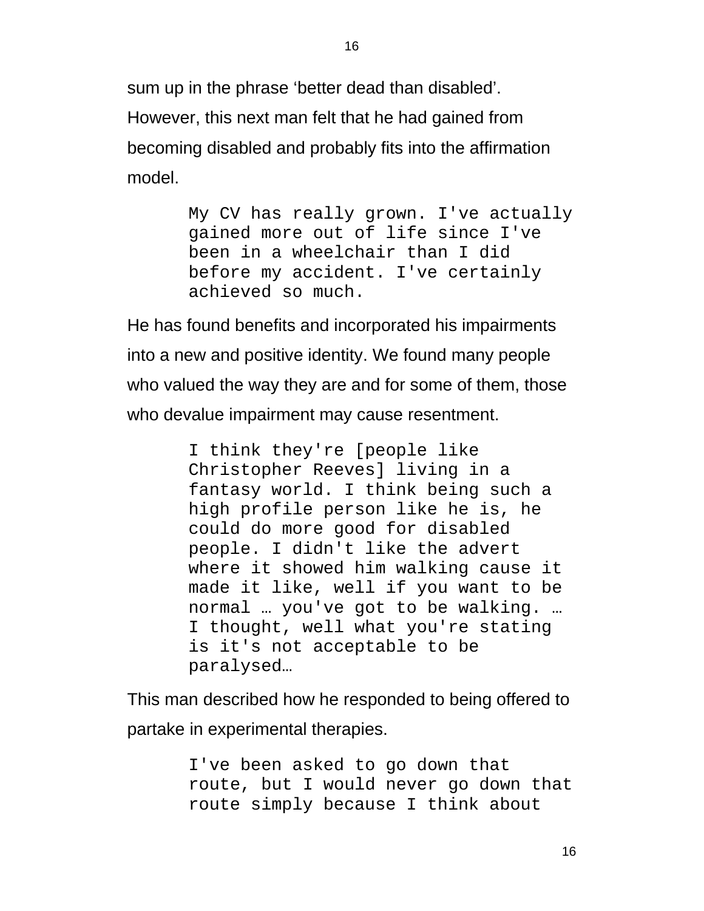sum up in the phrase 'better dead than disabled'. However, this next man felt that he had gained from becoming disabled and probably fits into the affirmation model.

> My CV has really grown. I've actually gained more out of life since I've been in a wheelchair than I did before my accident. I've certainly achieved so much.

He has found benefits and incorporated his impairments into a new and positive identity. We found many people who valued the way they are and for some of them, those who devalue impairment may cause resentment.

> I think they're [people like Christopher Reeves] living in a fantasy world. I think being such a high profile person like he is, he could do more good for disabled people. I didn't like the advert where it showed him walking cause it made it like, well if you want to be normal … you've got to be walking. … I thought, well what you're stating is it's not acceptable to be paralysed…

This man described how he responded to being offered to partake in experimental therapies.

> I've been asked to go down that route, but I would never go down that route simply because I think about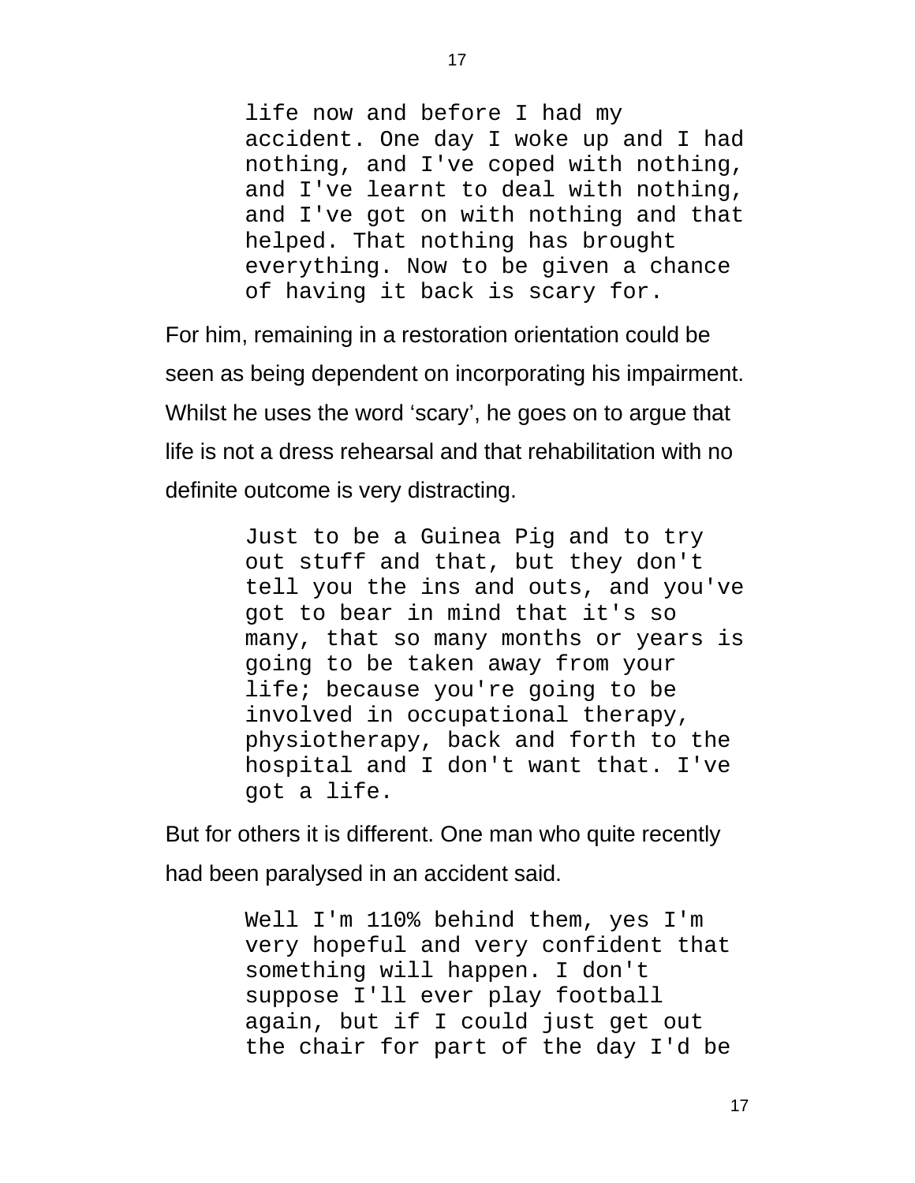> life now and before I had my accident. One day I woke up and I had nothing, and I've coped with nothing, and I've learnt to deal with nothing, and I've got on with nothing and that helped. That nothing has brought everything. Now to be given a chance of having it back is scary for.

For him, remaining in a restoration orientation could be seen as being dependent on incorporating his impairment. Whilst he uses the word 'scary', he goes on to argue that life is not a dress rehearsal and that rehabilitation with no definite outcome is very distracting.

> Just to be a Guinea Pig and to try out stuff and that, but they don't tell you the ins and outs, and you've got to bear in mind that it's so many, that so many months or years is going to be taken away from your life; because you're going to be involved in occupational therapy, physiotherapy, back and forth to the hospital and I don't want that. I've got a life.

But for others it is different. One man who quite recently had been paralysed in an accident said.

> Well I'm 110% behind them, yes I'm very hopeful and very confident that something will happen. I don't suppose I'll ever play football again, but if I could just get out the chair for part of the day I'd be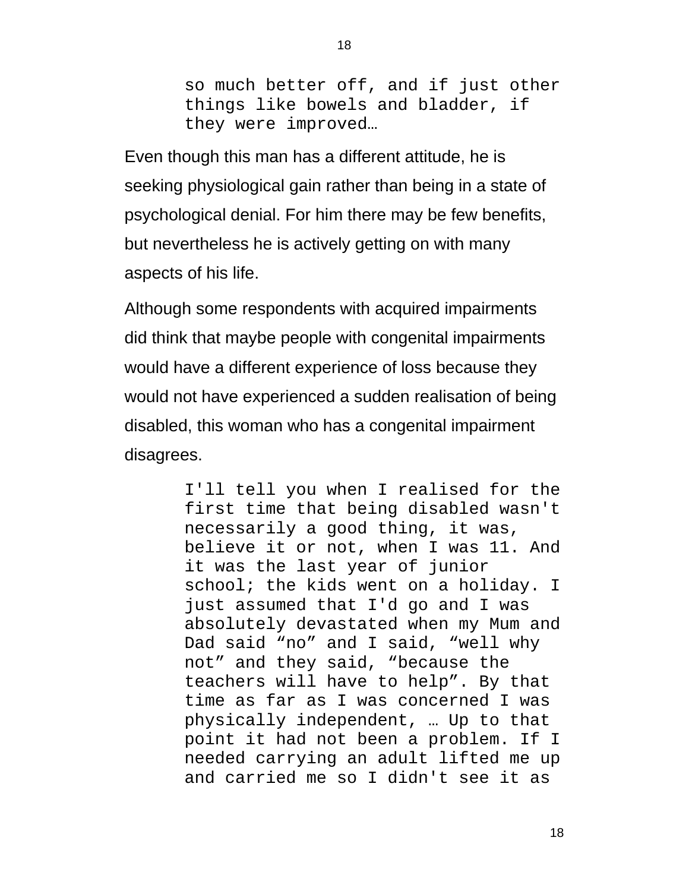> so much better off, and if just other things like bowels and bladder, if they were improved…

Even though this man has a different attitude, he is seeking physiological gain rather than being in a state of psychological denial. For him there may be few benefits, but nevertheless he is actively getting on with many aspects of his life.

Although some respondents with acquired impairments did think that maybe people with congenital impairments would have a different experience of loss because they would not have experienced a sudden realisation of being disabled, this woman who has a congenital impairment disagrees.

> I'll tell you when I realised for the first time that being disabled wasn't necessarily a good thing, it was, believe it or not, when I was 11. And it was the last year of junior school; the kids went on a holiday. I just assumed that I'd go and I was absolutely devastated when my Mum and Dad said "no" and I said, "well why not" and they said, "because the teachers will have to help". By that time as far as I was concerned I was physically independent, … Up to that point it had not been a problem. If I needed carrying an adult lifted me up and carried me so I didn't see it as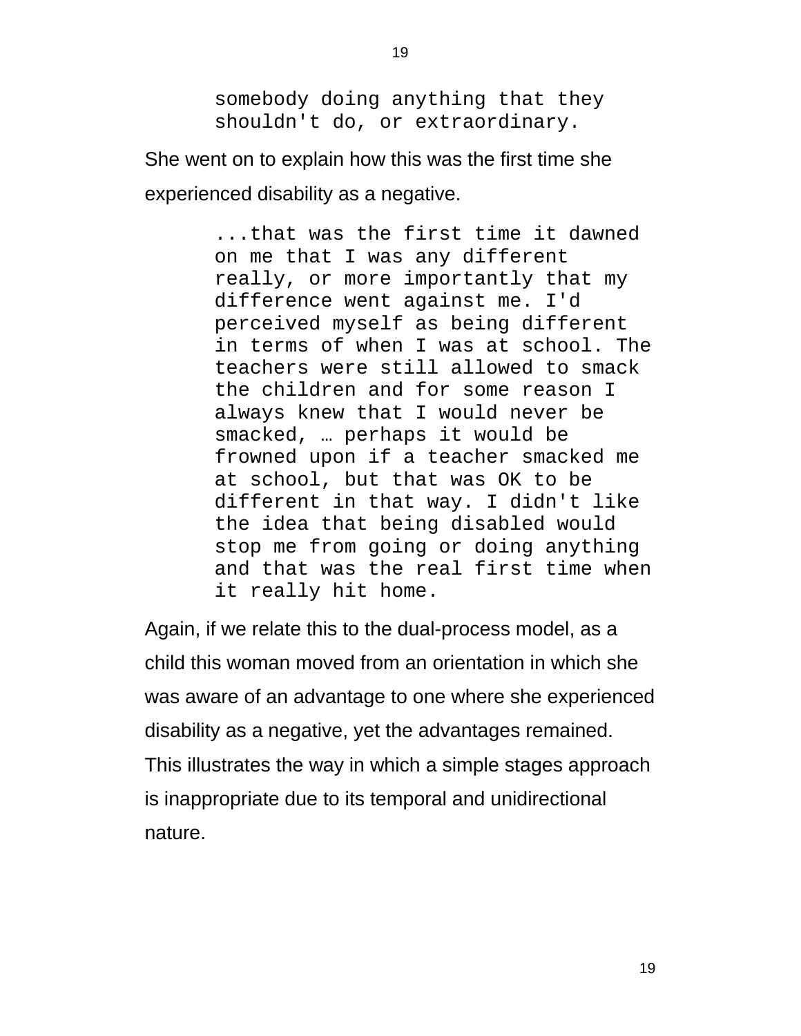> somebody doing anything that they shouldn't do, or extraordinary.

She went on to explain how this was the first time she experienced disability as a negative.

> ...that was the first time it dawned on me that I was any different really, or more importantly that my difference went against me. I'd perceived myself as being different in terms of when I was at school. The teachers were still allowed to smack the children and for some reason I always knew that I would never be smacked, … perhaps it would be frowned upon if a teacher smacked me at school, but that was OK to be different in that way. I didn't like the idea that being disabled would stop me from going or doing anything and that was the real first time when it really hit home.

Again, if we relate this to the dual-process model, as a child this woman moved from an orientation in which she was aware of an advantage to one where she experienced disability as a negative, yet the advantages remained. This illustrates the way in which a simple stages approach is inappropriate due to its temporal and unidirectional nature.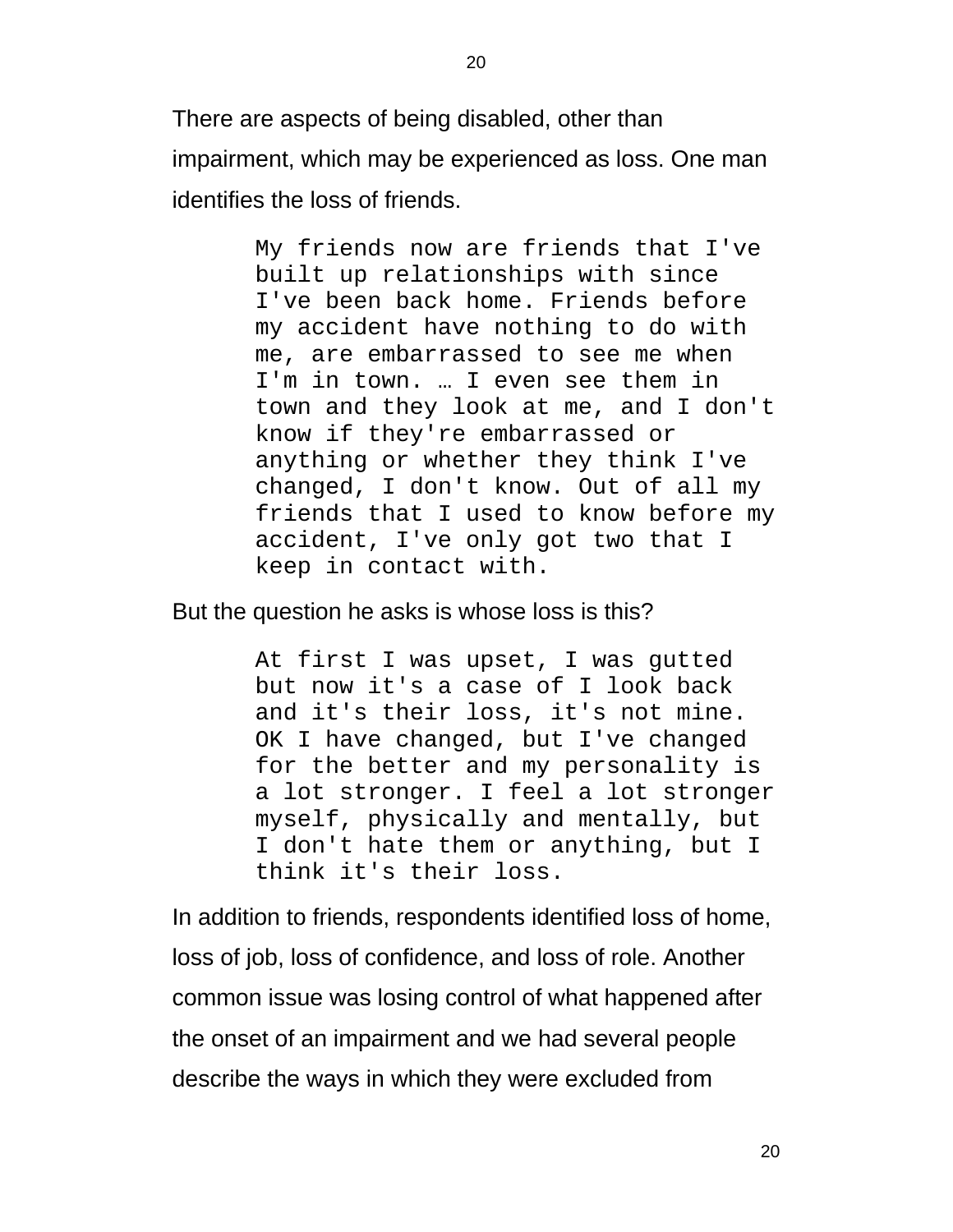There are aspects of being disabled, other than impairment, which may be experienced as loss. One man identifies the loss of friends.

> My friends now are friends that I've built up relationships with since I've been back home. Friends before my accident have nothing to do with me, are embarrassed to see me when I'm in town. … I even see them in town and they look at me, and I don't know if they're embarrassed or anything or whether they think I've changed, I don't know. Out of all my friends that I used to know before my accident, I've only got two that I keep in contact with.

But the question he asks is whose loss is this?

> At first I was upset, I was gutted but now it's a case of I look back and it's their loss, it's not mine. OK I have changed, but I've changed for the better and my personality is a lot stronger. I feel a lot stronger myself, physically and mentally, but I don't hate them or anything, but I think it's their loss.

In addition to friends, respondents identified loss of home, loss of job, loss of confidence, and loss of role. Another common issue was losing control of what happened after the onset of an impairment and we had several people describe the ways in which they were excluded from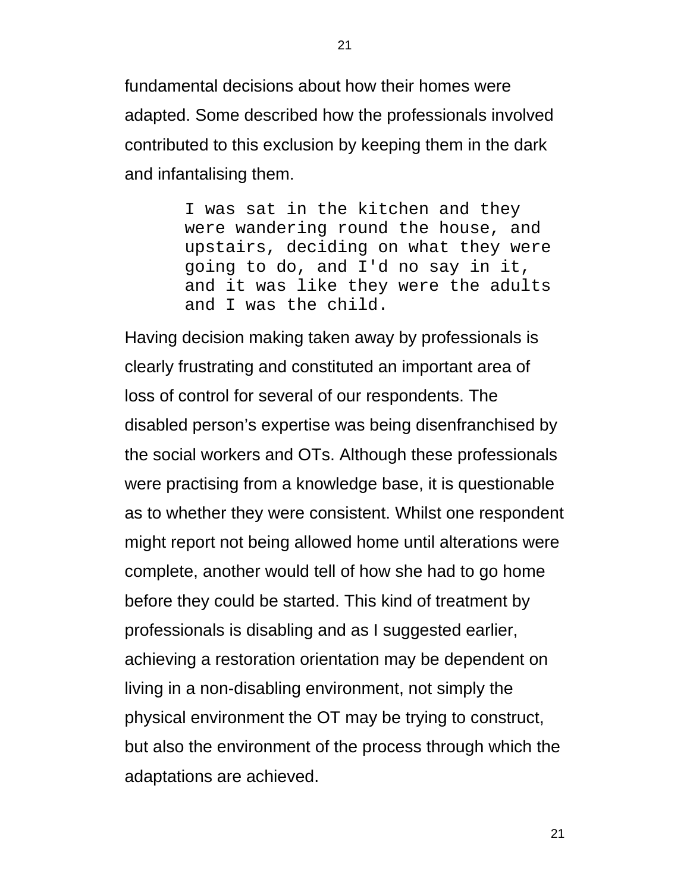fundamental decisions about how their homes were adapted. Some described how the professionals involved contributed to this exclusion by keeping them in the dark and infantalising them.

> I was sat in the kitchen and they were wandering round the house, and upstairs, deciding on what they were going to do, and I'd no say in it, and it was like they were the adults and I was the child.

Having decision making taken away by professionals is clearly frustrating and constituted an important area of loss of control for several of our respondents. The disabled person's expertise was being disenfranchised by the social workers and OTs. Although these professionals were practising from a knowledge base, it is questionable as to whether they were consistent. Whilst one respondent might report not being allowed home until alterations were complete, another would tell of how she had to go home before they could be started. This kind of treatment by professionals is disabling and as I suggested earlier, achieving a restoration orientation may be dependent on living in a non-disabling environment, not simply the physical environment the OT may be trying to construct, but also the environment of the process through which the adaptations are achieved.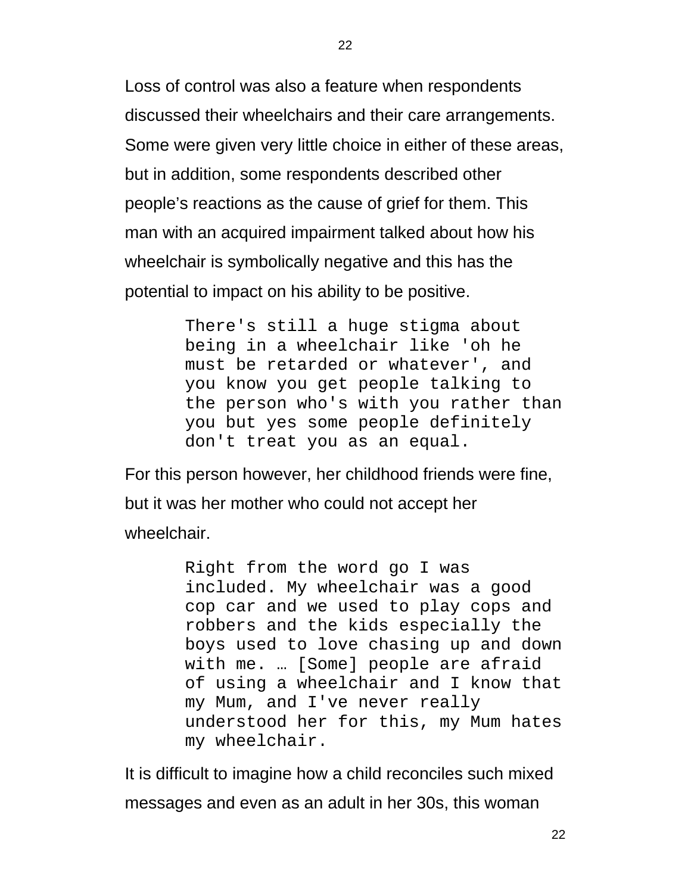Loss of control was also a feature when respondents discussed their wheelchairs and their care arrangements. Some were given very little choice in either of these areas, but in addition, some respondents described other people's reactions as the cause of grief for them. This man with an acquired impairment talked about how his wheelchair is symbolically negative and this has the potential to impact on his ability to be positive.

> There's still a huge stigma about being in a wheelchair like 'oh he must be retarded or whatever', and you know you get people talking to the person who's with you rather than you but yes some people definitely don't treat you as an equal.

For this person however, her childhood friends were fine, but it was her mother who could not accept her wheelchair.

> Right from the word go I was included. My wheelchair was a good cop car and we used to play cops and robbers and the kids especially the boys used to love chasing up and down with me. … [Some] people are afraid of using a wheelchair and I know that my Mum, and I've never really understood her for this, my Mum hates my wheelchair.

It is difficult to imagine how a child reconciles such mixed messages and even as an adult in her 30s, this woman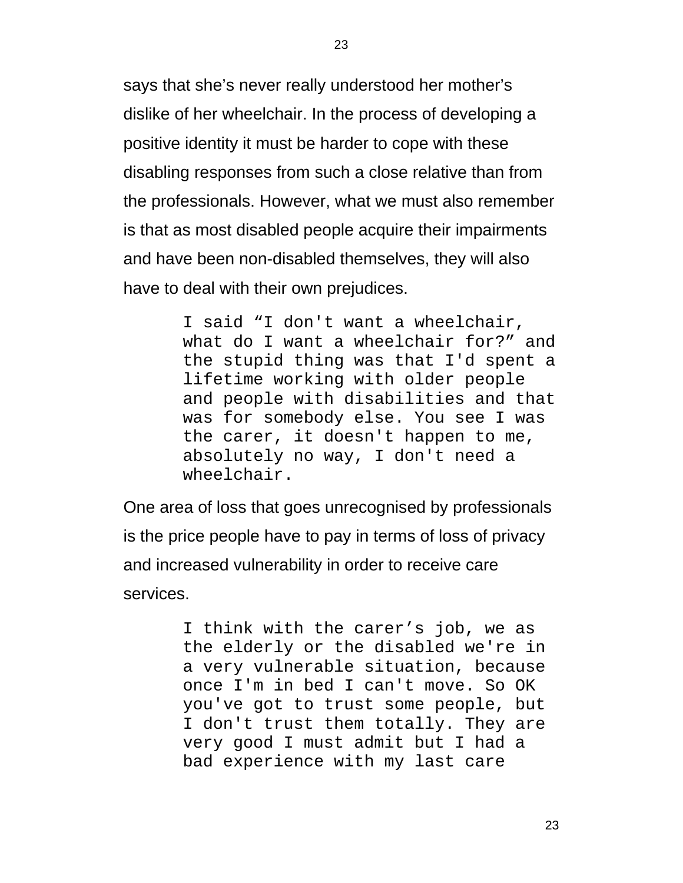says that she's never really understood her mother's dislike of her wheelchair. In the process of developing a positive identity it must be harder to cope with these disabling responses from such a close relative than from the professionals. However, what we must also remember is that as most disabled people acquire their impairments and have been non-disabled themselves, they will also have to deal with their own prejudices.

> I said "I don't want a wheelchair, what do I want a wheelchair for?" and the stupid thing was that I'd spent a lifetime working with older people and people with disabilities and that was for somebody else. You see I was the carer, it doesn't happen to me, absolutely no way, I don't need a wheelchair.

One area of loss that goes unrecognised by professionals is the price people have to pay in terms of loss of privacy and increased vulnerability in order to receive care services.

> I think with the carer's job, we as the elderly or the disabled we're in a very vulnerable situation, because once I'm in bed I can't move. So OK you've got to trust some people, but I don't trust them totally. They are very good I must admit but I had a bad experience with my last care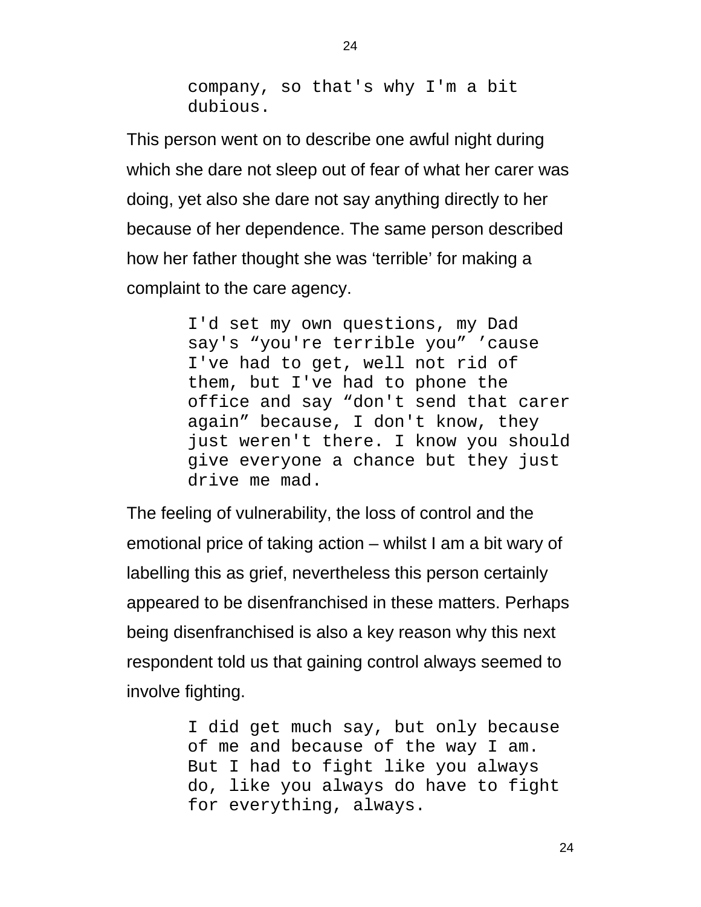> company, so that's why I'm a bit dubious.

This person went on to describe one awful night during which she dare not sleep out of fear of what her carer was doing, yet also she dare not say anything directly to her because of her dependence. The same person described how her father thought she was ‘terrible’ for making a complaint to the care agency.

> I'd set my own questions, my Dad say's “you're terrible you” ’cause I've had to get, well not rid of them, but I've had to phone the office and say “don't send that carer again” because, I don't know, they just weren't there. I know you should give everyone a chance but they just drive me mad.

The feeling of vulnerability, the loss of control and the emotional price of taking action – whilst I am a bit wary of labelling this as grief, nevertheless this person certainly appeared to be disenfranchised in these matters. Perhaps being disenfranchised is also a key reason why this next respondent told us that gaining control always seemed to involve fighting.

> I did get much say, but only because of me and because of the way I am. But I had to fight like you always do, like you always do have to fight for everything, always.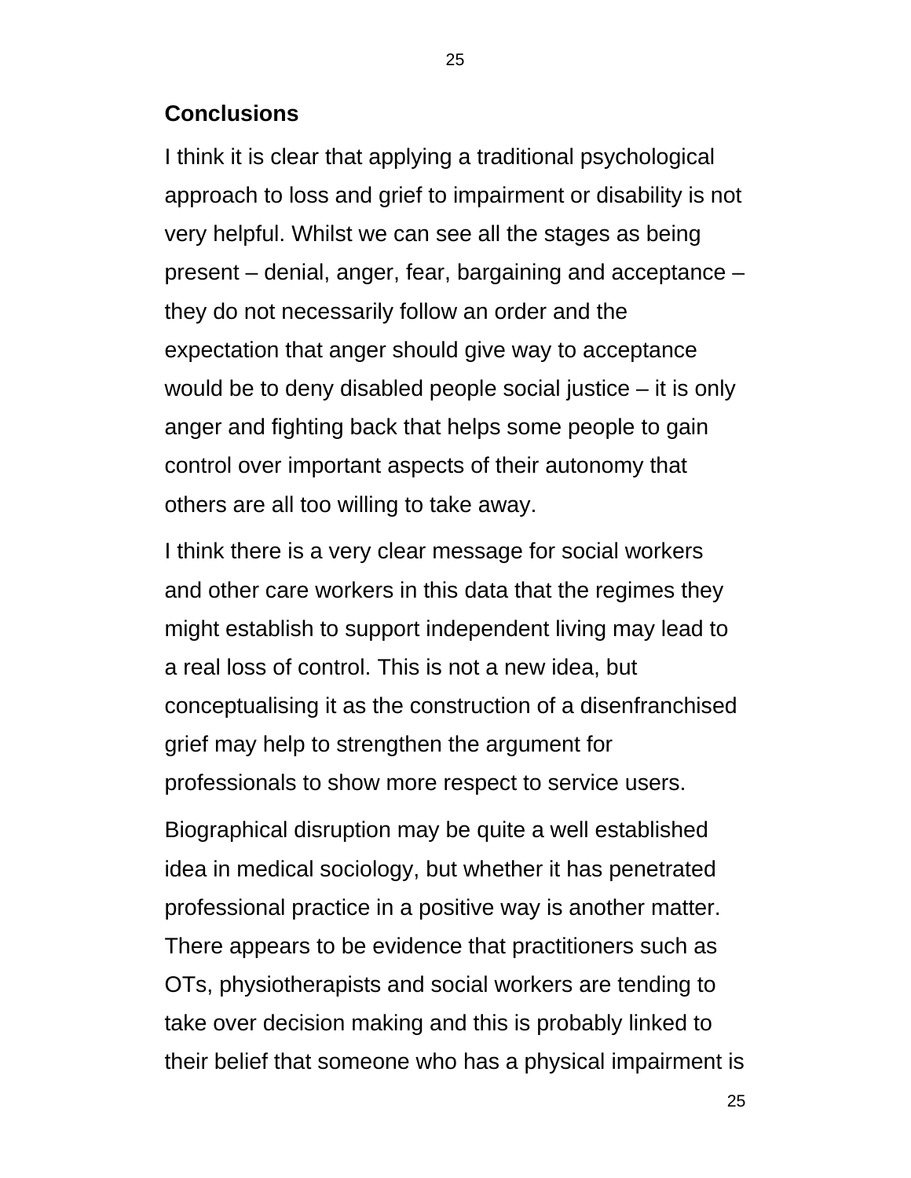## Conclusions

I think it is clear that applying a traditional psychological approach to loss and grief to impairment or disability is not very helpful. Whilst we can see all the stages as being present – denial, anger, fear, bargaining and acceptance – they do not necessarily follow an order and the expectation that anger should give way to acceptance would be to deny disabled people social justice – it is only anger and fighting back that helps some people to gain control over important aspects of their autonomy that others are all too willing to take away.

I think there is a very clear message for social workers and other care workers in this data that the regimes they might establish to support independent living may lead to a real loss of control. This is not a new idea, but conceptualising it as the construction of a disenfranchised grief may help to strengthen the argument for professionals to show more respect to service users.

Biographical disruption may be quite a well established idea in medical sociology, but whether it has penetrated professional practice in a positive way is another matter. There appears to be evidence that practitioners such as OTs, physiotherapists and social workers are tending to take over decision making and this is probably linked to their belief that someone who has a physical impairment is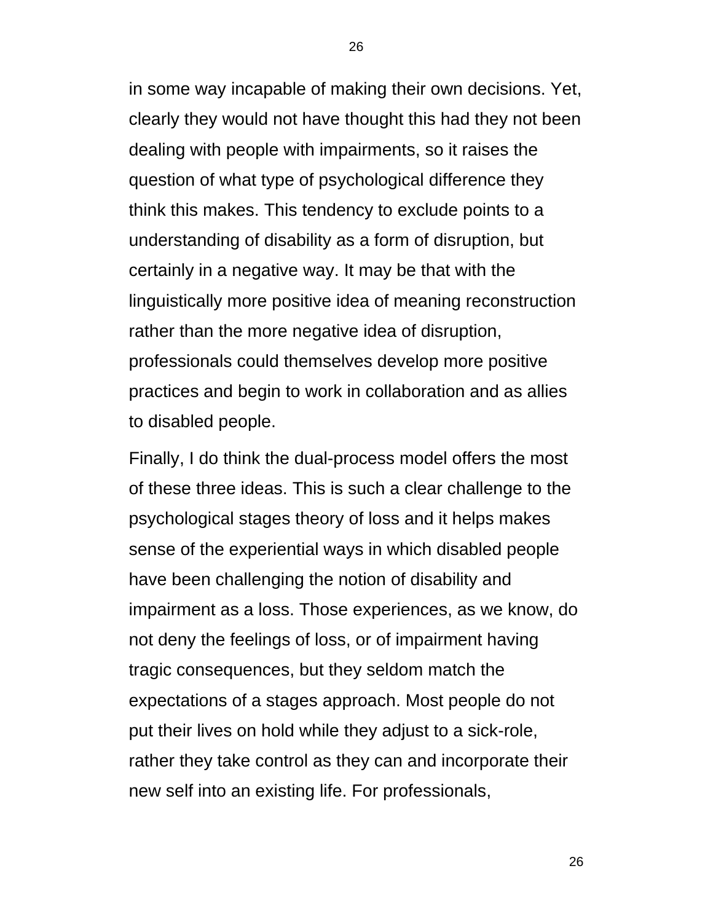in some way incapable of making their own decisions. Yet, clearly they would not have thought this had they not been dealing with people with impairments, so it raises the question of what type of psychological difference they think this makes. This tendency to exclude points to a understanding of disability as a form of disruption, but certainly in a negative way. It may be that with the linguistically more positive idea of meaning reconstruction rather than the more negative idea of disruption, professionals could themselves develop more positive practices and begin to work in collaboration and as allies to disabled people.

Finally, I do think the dual-process model offers the most of these three ideas. This is such a clear challenge to the psychological stages theory of loss and it helps makes sense of the experiential ways in which disabled people have been challenging the notion of disability and impairment as a loss. Those experiences, as we know, do not deny the feelings of loss, or of impairment having tragic consequences, but they seldom match the expectations of a stages approach. Most people do not put their lives on hold while they adjust to a sick-role, rather they take control as they can and incorporate their new self into an existing life. For professionals,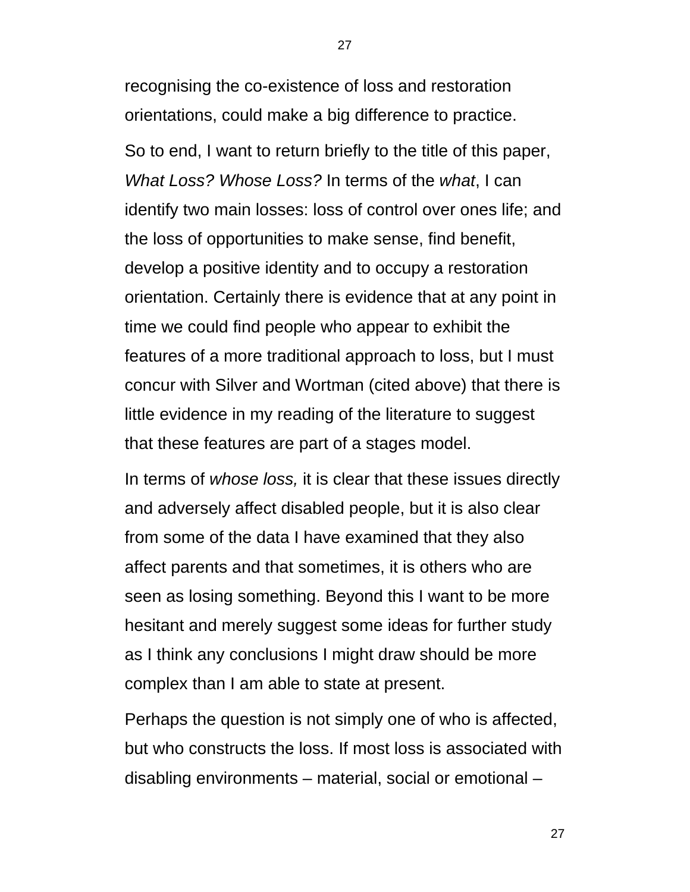recognising the co-existence of loss and restoration orientations, could make a big difference to practice.

So to end, I want to return briefly to the title of this paper, *What Loss? Whose Loss?* In terms of the *what*, I can identify two main losses: loss of control over ones life; and the loss of opportunities to make sense, find benefit, develop a positive identity and to occupy a restoration orientation. Certainly there is evidence that at any point in time we could find people who appear to exhibit the features of a more traditional approach to loss, but I must concur with Silver and Wortman (cited above) that there is little evidence in my reading of the literature to suggest that these features are part of a stages model.

In terms of *whose loss,* it is clear that these issues directly and adversely affect disabled people, but it is also clear from some of the data I have examined that they also affect parents and that sometimes, it is others who are seen as losing something. Beyond this I want to be more hesitant and merely suggest some ideas for further study as I think any conclusions I might draw should be more complex than I am able to state at present.

Perhaps the question is not simply one of who is affected, but who constructs the loss. If most loss is associated with disabling environments – material, social or emotional –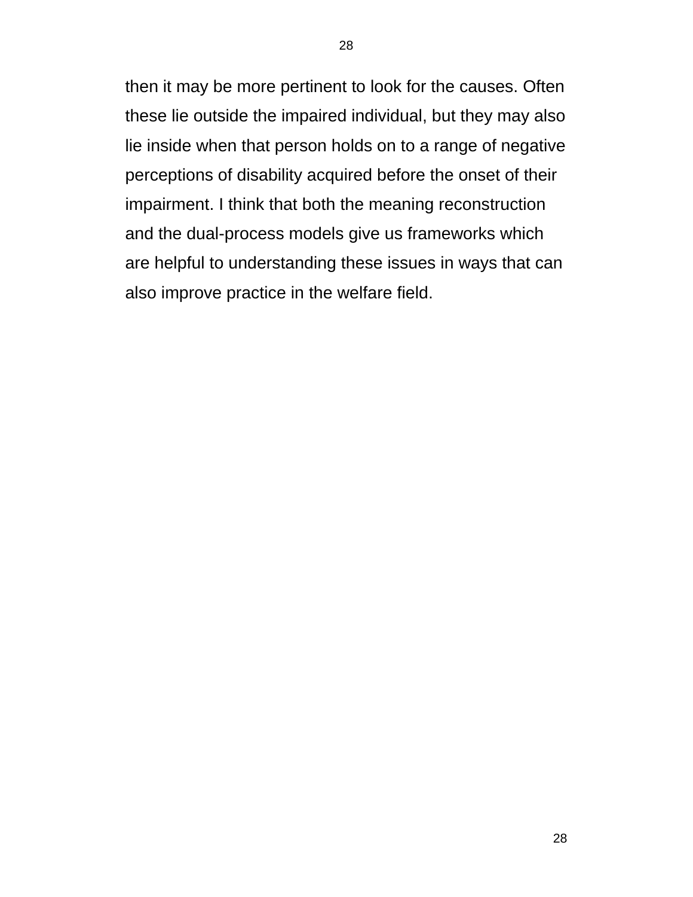then it may be more pertinent to look for the causes. Often these lie outside the impaired individual, but they may also lie inside when that person holds on to a range of negative perceptions of disability acquired before the onset of their impairment. I think that both the meaning reconstruction and the dual-process models give us frameworks which are helpful to understanding these issues in ways that can also improve practice in the welfare field.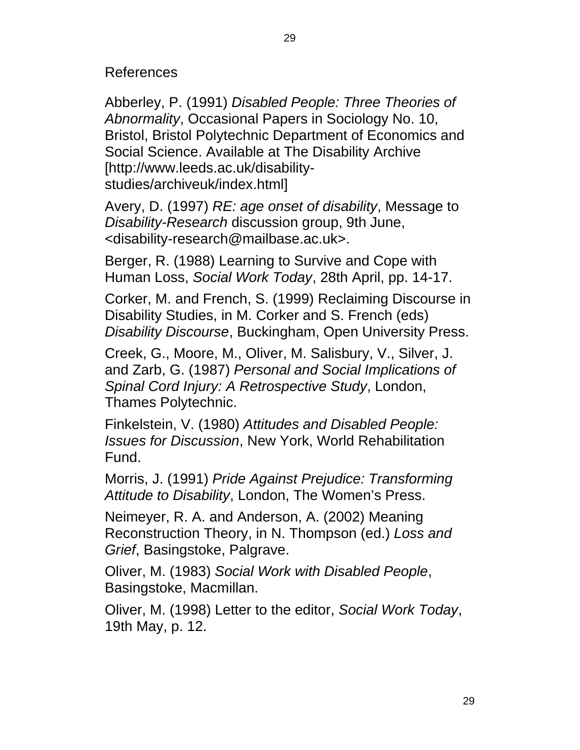## References

Abberley, P. (1991) *Disabled People: Three Theories of Abnormality*, Occasional Papers in Sociology No. 10, Bristol, Bristol Polytechnic Department of Economics and Social Science. Available at The Disability Archive [http://www.leeds.ac.uk/disability-studies/archiveuk/index.html]

Avery, D. (1997) *RE: age onset of disability*, Message to *Disability-Research* discussion group, 9th June, <disability-research@mailbase.ac.uk>.

Berger, R. (1988) Learning to Survive and Cope with Human Loss, *Social Work Today*, 28th April, pp. 14-17.

Corker, M. and French, S. (1999) Reclaiming Discourse in Disability Studies, in M. Corker and S. French (eds) *Disability Discourse*, Buckingham, Open University Press.

Creek, G., Moore, M., Oliver, M. Salisbury, V., Silver, J. and Zarb, G. (1987) *Personal and Social Implications of Spinal Cord Injury: A Retrospective Study*, London, Thames Polytechnic.

Finkelstein, V. (1980) *Attitudes and Disabled People: Issues for Discussion*, New York, World Rehabilitation Fund.

Morris, J. (1991) *Pride Against Prejudice: Transforming Attitude to Disability*, London, The Women's Press.

Neimeyer, R. A. and Anderson, A. (2002) Meaning Reconstruction Theory, in N. Thompson (ed.) *Loss and Grief*, Basingstoke, Palgrave.

Oliver, M. (1983) *Social Work with Disabled People*, Basingstoke, Macmillan.

Oliver, M. (1998) Letter to the editor, *Social Work Today*, 19th May, p. 12.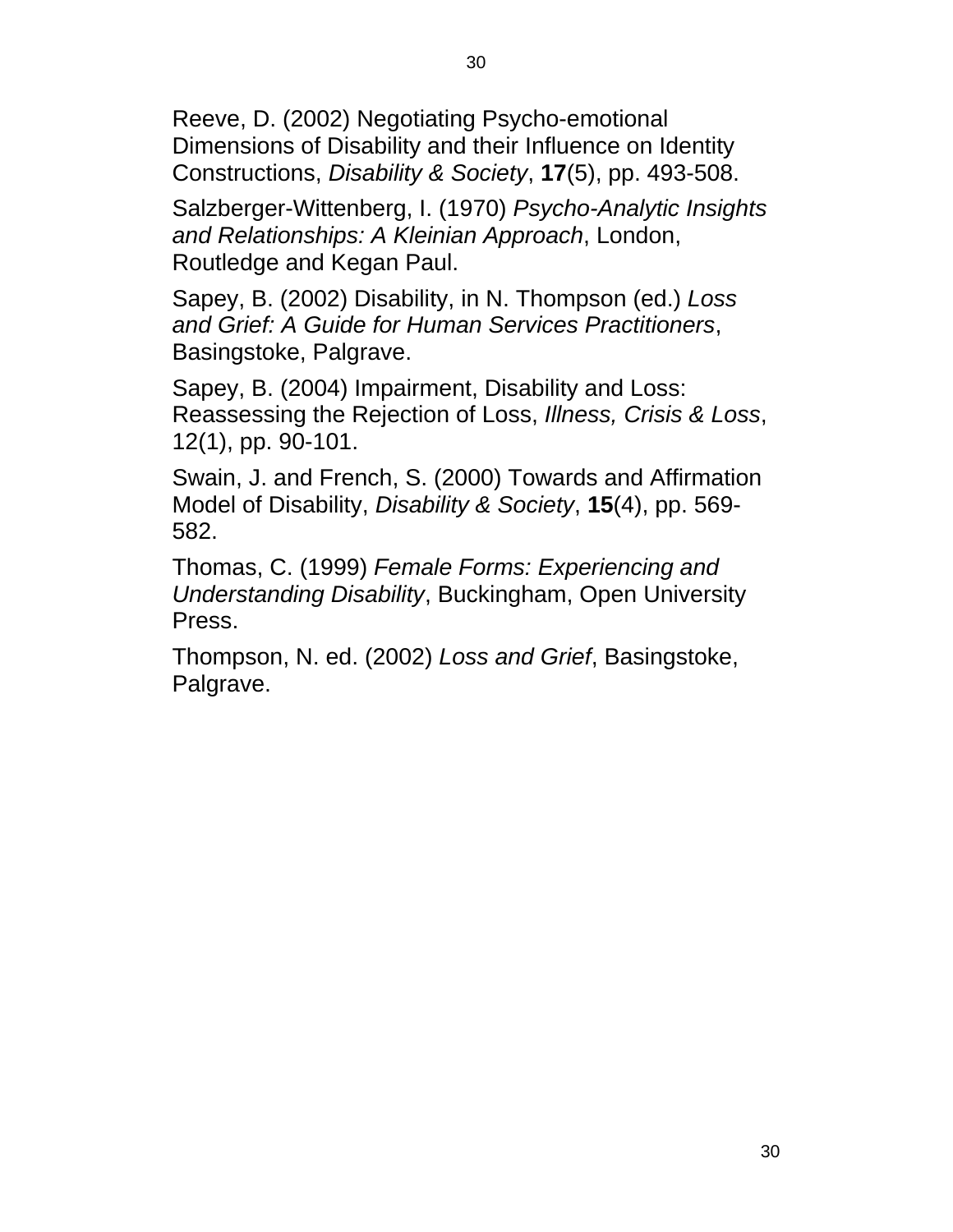Reeve, D. (2002) Negotiating Psycho-emotional Dimensions of Disability and their Influence on Identity Constructions, *Disability & Society*, **17**(5), pp. 493-508.

Salzberger-Wittenberg, I. (1970) *Psycho-Analytic Insights and Relationships: A Kleinian Approach*, London, Routledge and Kegan Paul.

Sapey, B. (2002) Disability, in N. Thompson (ed.) *Loss and Grief: A Guide for Human Services Practitioners*, Basingstoke, Palgrave.

Sapey, B. (2004) Impairment, Disability and Loss: Reassessing the Rejection of Loss, *Illness, Crisis & Loss*, 12(1), pp. 90-101.

Swain, J. and French, S. (2000) Towards and Affirmation Model of Disability, *Disability & Society*, **15**(4), pp. 569-582.

Thomas, C. (1999) *Female Forms: Experiencing and Understanding Disability*, Buckingham, Open University Press.

Thompson, N. ed. (2002) *Loss and Grief*, Basingstoke, Palgrave.